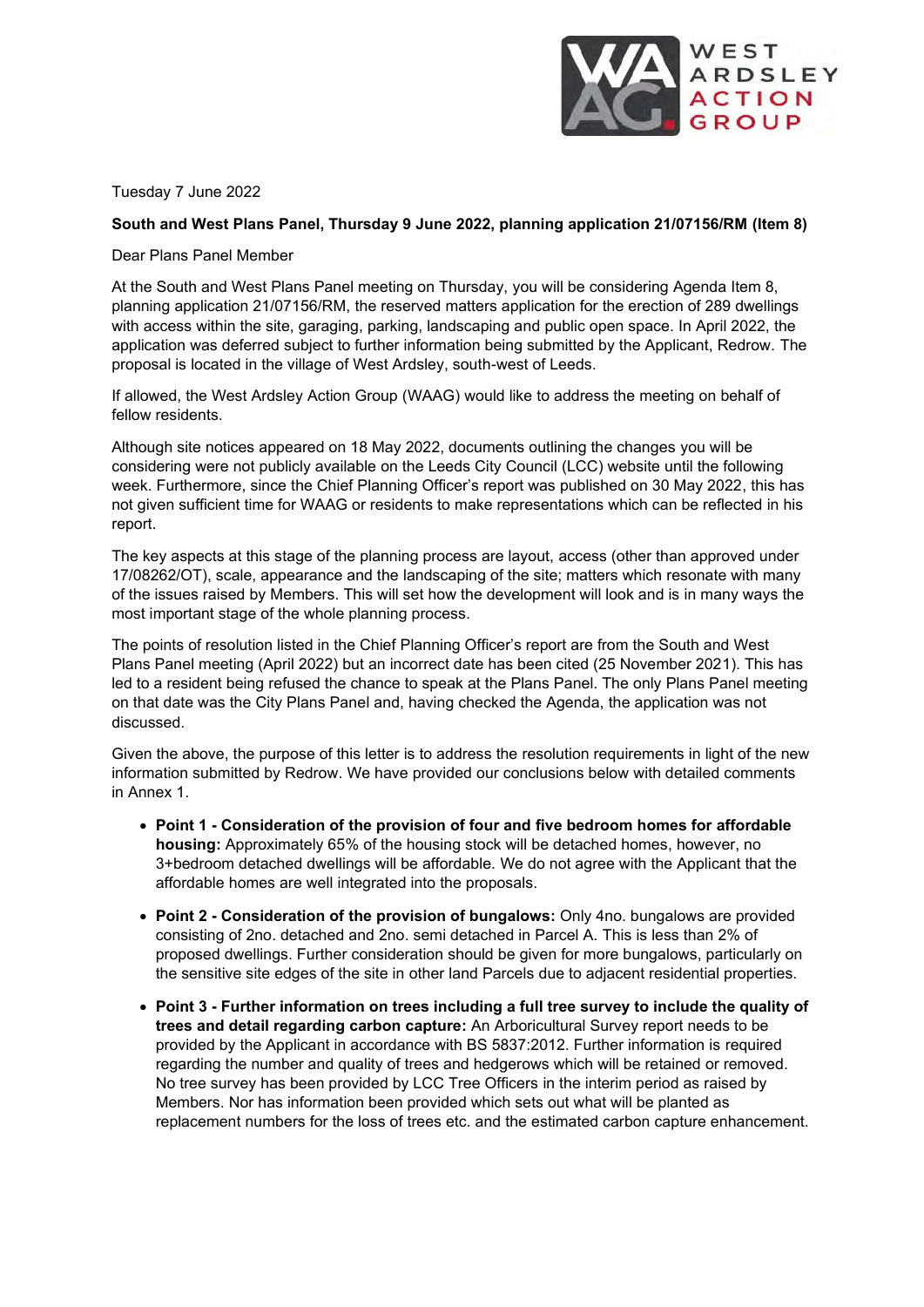Tuesday 7 June 2022

**South and West Plans Panel, Thursday 9 June 2022, planning application 21/07156/RM (Item 8)**

Dear Plans Panel Member

At the South and West Plans Panel meeting on Thursday, you will be considering Agenda Item 8, planning application 21/07156/RM, the reserved matters application for the erection of 289 dwellings with access within the site, garaging, parking, landscaping and public open space. In April 2022, the application was deferred subject to further information being submitted by the Applicant, Redrow. The proposal is located in the village of West Ardsley, south-west of Leeds.

If allowed, the West Ardsley Action Group (WAAG) would like to address the meeting on behalf of fellow residents.

Although site notices appeared on 18 May 2022, documents outlining the changes you will be considering were not publicly available on the Leeds City Council (LCC) website until the following week. Furthermore, since the Chief Planning Officer's report was published on 30 May 2022, this has not given sufficient time for WAAG or residents to make representations which can be reflected in his report.

The key aspects at this stage of the planning process are layout, access (other than approved under 17/08262/OT), scale, appearance and the landscaping of the site; matters which resonate with many of the issues raised by Members. This will set how the development will look and is in many ways the most important stage of the whole planning process.

The points of resolution listed in the Chief Planning Officer's report are from the South and West Plans Panel meeting (April 2022) but an incorrect date has been cited (25 November 2021). This has led to a resident being refused the chance to speak at the Plans Panel. The only Plans Panel meeting on that date was the City Plans Panel and, having checked the Agenda, the application was not discussed.

Given the above, the purpose of this letter is to address the resolution requirements in light of the new information submitted by Redrow. We have provided our conclusions below with detailed comments in Annex 1.

- **Point 1 - Consideration of the provision of four and five bedroom homes for affordable housing:** Approximately 65% of the housing stock will be detached homes, however, no 3+bedroom detached dwellings will be affordable. We do not agree with the Applicant that the affordable homes are well integrated into the proposals.
- **Point 2 - Consideration of the provision of bungalows:** Only 4no. bungalows are provided consisting of 2no. detached and 2no. semi detached in Parcel A. This is less than 2% of proposed dwellings. Further consideration should be given for more bungalows, particularly on the sensitive site edges of the site in other land Parcels due to adjacent residential properties.
- **Point 3 - Further information on trees including a full tree survey to include the quality of trees and detail regarding carbon capture:** An Arboricultural Survey report needs to be provided by the Applicant in accordance with BS 5837:2012. Further information is required regarding the number and quality of trees and hedgerows which will be retained or removed. No tree survey has been provided by LCC Tree Officers in the interim period as raised by Members. Nor has information been provided which sets out what will be planted as replacement numbers for the loss of trees etc. and the estimated carbon capture enhancement.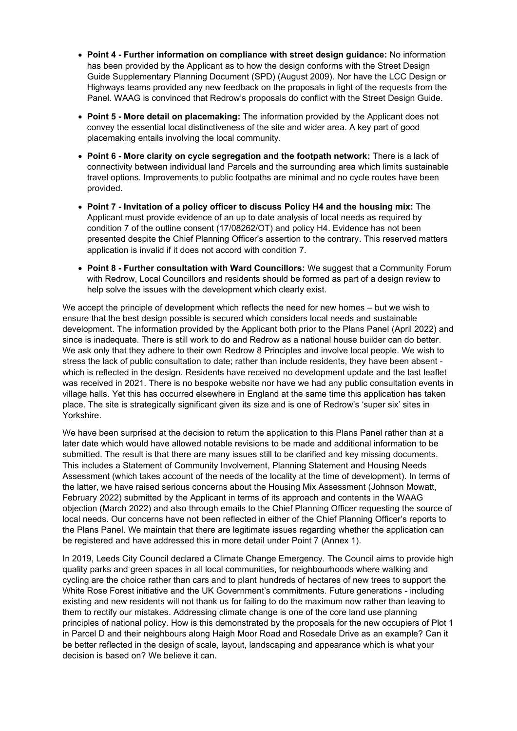- **Point 4 - Further information on compliance with street design guidance:** No information has been provided by the Applicant as to how the design conforms with the Street Design Guide Supplementary Planning Document (SPD) (August 2009). Nor have the LCC Design or Highways teams provided any new feedback on the proposals in light of the requests from the Panel. WAAG is convinced that Redrow's proposals do conflict with the Street Design Guide.
- **Point 5 - More detail on placemaking:** The information provided by the Applicant does not convey the essential local distinctiveness of the site and wider area. A key part of good placemaking entails involving the local community.
- **Point 6 - More clarity on cycle segregation and the footpath network:** There is a lack of connectivity between individual land Parcels and the surrounding area which limits sustainable travel options. Improvements to public footpaths are minimal and no cycle routes have been provided.
- **Point 7 - Invitation of a policy officer to discuss Policy H4 and the housing mix:** The Applicant must provide evidence of an up to date analysis of local needs as required by condition 7 of the outline consent (17/08262/OT) and policy H4. Evidence has not been presented despite the Chief Planning Officer's assertion to the contrary. This reserved matters application is invalid if it does not accord with condition 7.
- **Point 8 - Further consultation with Ward Councillors:** We suggest that a Community Forum with Redrow, Local Councillors and residents should be formed as part of a design review to help solve the issues with the development which clearly exist.

We accept the principle of development which reflects the need for new homes – but we wish to ensure that the best design possible is secured which considers local needs and sustainable development. The information provided by the Applicant both prior to the Plans Panel (April 2022) and since is inadequate. There is still work to do and Redrow as a national house builder can do better. We ask only that they adhere to their own Redrow 8 Principles and involve local people. We wish to stress the lack of public consultation to date; rather than include residents, they have been absent - which is reflected in the design. Residents have received no development update and the last leaflet was received in 2021. There is no bespoke website nor have we had any public consultation events in village halls. Yet this has occurred elsewhere in England at the same time this application has taken place. The site is strategically significant given its size and is one of Redrow's 'super six' sites in Yorkshire.

We have been surprised at the decision to return the application to this Plans Panel rather than at a later date which would have allowed notable revisions to be made and additional information to be submitted. The result is that there are many issues still to be clarified and key missing documents. This includes a Statement of Community Involvement, Planning Statement and Housing Needs Assessment (which takes account of the needs of the locality at the time of development). In terms of the latter, we have raised serious concerns about the Housing Mix Assessment (Johnson Mowatt, February 2022) submitted by the Applicant in terms of its approach and contents in the WAAG objection (March 2022) and also through emails to the Chief Planning Officer requesting the source of local needs. Our concerns have not been reflected in either of the Chief Planning Officer's reports to the Plans Panel. We maintain that there are legitimate issues regarding whether the application can be registered and have addressed this in more detail under Point 7 (Annex 1).

In 2019, Leeds City Council declared a Climate Change Emergency. The Council aims to provide high quality parks and green spaces in all local communities, for neighbourhoods where walking and cycling are the choice rather than cars and to plant hundreds of hectares of new trees to support the White Rose Forest initiative and the UK Government's commitments. Future generations - including existing and new residents will not thank us for failing to do the maximum now rather than leaving to them to rectify our mistakes. Addressing climate change is one of the core land use planning principles of national policy. How is this demonstrated by the proposals for the new occupiers of Plot 1 in Parcel D and their neighbours along Haigh Moor Road and Rosedale Drive as an example? Can it be better reflected in the design of scale, layout, landscaping and appearance which is what your decision is based on? We believe it can.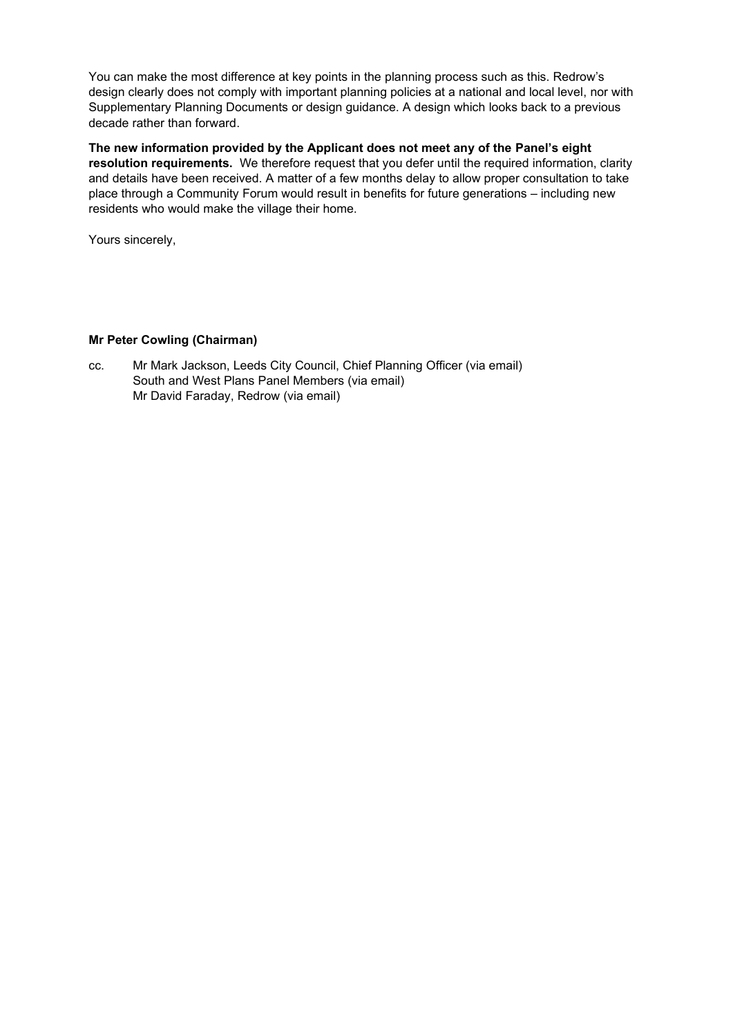You can make the most difference at key points in the planning process such as this. Redrow's design clearly does not comply with important planning policies at a national and local level, nor with Supplementary Planning Documents or design guidance. A design which looks back to a previous decade rather than forward.

**The new information provided by the Applicant does not meet any of the Panel's eight resolution requirements.** We therefore request that you defer until the required information, clarity and details have been received. A matter of a few months delay to allow proper consultation to take place through a Community Forum would result in benefits for future generations – including new residents who would make the village their home.

Yours sincerely,

**Mr Peter Cowling (Chairman)**

cc. Mr Mark Jackson, Leeds City Council, Chief Planning Officer (via email)
South and West Plans Panel Members (via email)
Mr David Faraday, Redrow (via email)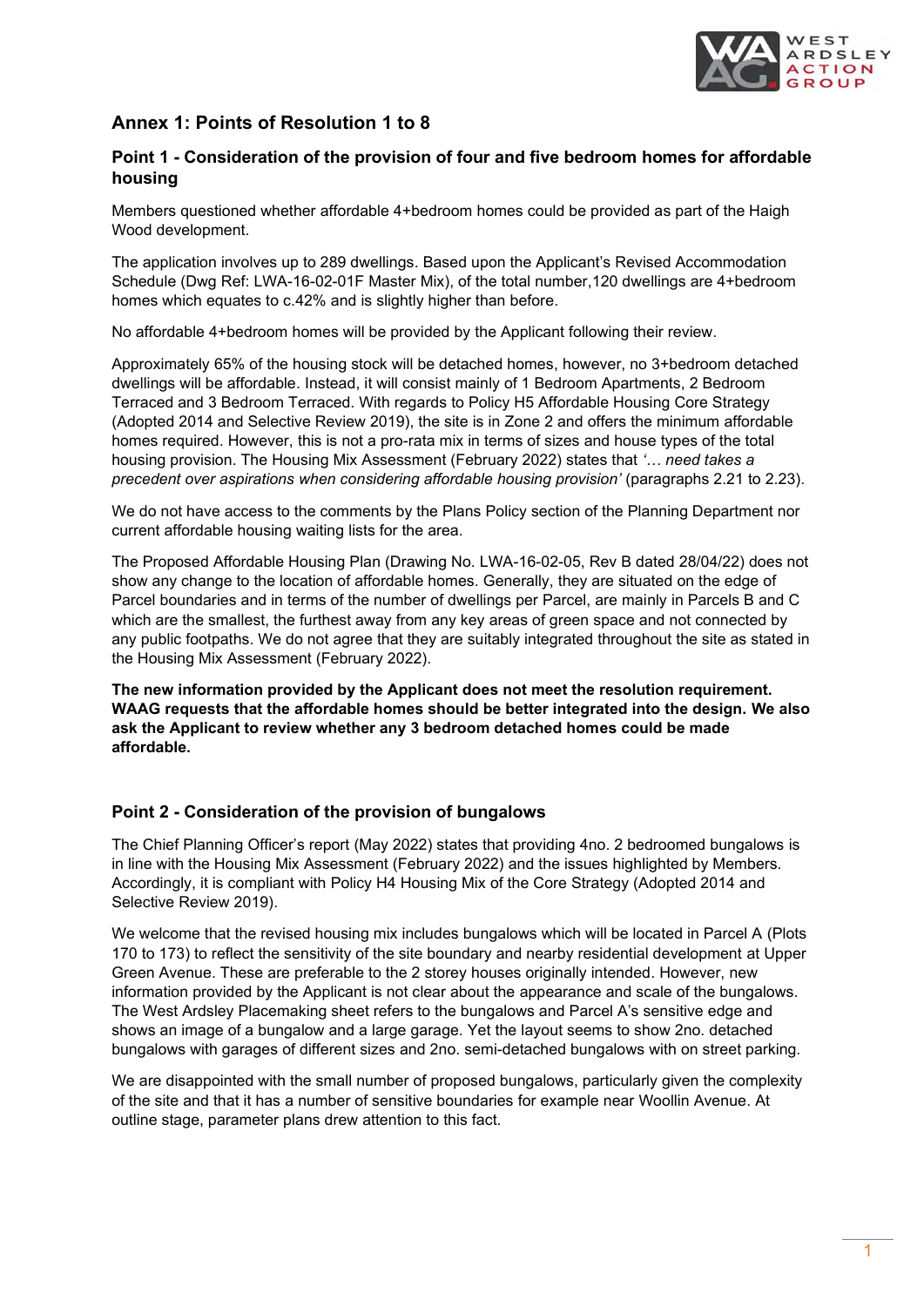## Annex 1: Points of Resolution 1 to 8

### Point 1 - Consideration of the provision of four and five bedroom homes for affordable housing

Members questioned whether affordable 4+bedroom homes could be provided as part of the Haigh Wood development.

The application involves up to 289 dwellings. Based upon the Applicant's Revised Accommodation Schedule (Dwg Ref: LWA-16-02-01F Master Mix), of the total number,120 dwellings are 4+bedroom homes which equates to c.42% and is slightly higher than before.

No affordable 4+bedroom homes will be provided by the Applicant following their review.

Approximately 65% of the housing stock will be detached homes, however, no 3+bedroom detached dwellings will be affordable. Instead, it will consist mainly of 1 Bedroom Apartments, 2 Bedroom Terraced and 3 Bedroom Terraced. With regards to Policy H5 Affordable Housing Core Strategy (Adopted 2014 and Selective Review 2019), the site is in Zone 2 and offers the minimum affordable homes required. However, this is not a pro-rata mix in terms of sizes and house types of the total housing provision. The Housing Mix Assessment (February 2022) states that *'… need takes a precedent over aspirations when considering affordable housing provision'* (paragraphs 2.21 to 2.23).

We do not have access to the comments by the Plans Policy section of the Planning Department nor current affordable housing waiting lists for the area.

The Proposed Affordable Housing Plan (Drawing No. LWA-16-02-05, Rev B dated 28/04/22) does not show any change to the location of affordable homes. Generally, they are situated on the edge of Parcel boundaries and in terms of the number of dwellings per Parcel, are mainly in Parcels B and C which are the smallest, the furthest away from any key areas of green space and not connected by any public footpaths. We do not agree that they are suitably integrated throughout the site as stated in the Housing Mix Assessment (February 2022).

**The new information provided by the Applicant does not meet the resolution requirement. WAAG requests that the affordable homes should be better integrated into the design. We also ask the Applicant to review whether any 3 bedroom detached homes could be made affordable.**

### Point 2 - Consideration of the provision of bungalows

The Chief Planning Officer's report (May 2022) states that providing 4no. 2 bedroomed bungalows is in line with the Housing Mix Assessment (February 2022) and the issues highlighted by Members. Accordingly, it is compliant with Policy H4 Housing Mix of the Core Strategy (Adopted 2014 and Selective Review 2019).

We welcome that the revised housing mix includes bungalows which will be located in Parcel A (Plots 170 to 173) to reflect the sensitivity of the site boundary and nearby residential development at Upper Green Avenue. These are preferable to the 2 storey houses originally intended. However, new information provided by the Applicant is not clear about the appearance and scale of the bungalows. The West Ardsley Placemaking sheet refers to the bungalows and Parcel A's sensitive edge and shows an image of a bungalow and a large garage. Yet the layout seems to show 2no. detached bungalows with garages of different sizes and 2no. semi-detached bungalows with on street parking.

We are disappointed with the small number of proposed bungalows, particularly given the complexity of the site and that it has a number of sensitive boundaries for example near Woollin Avenue. At outline stage, parameter plans drew attention to this fact.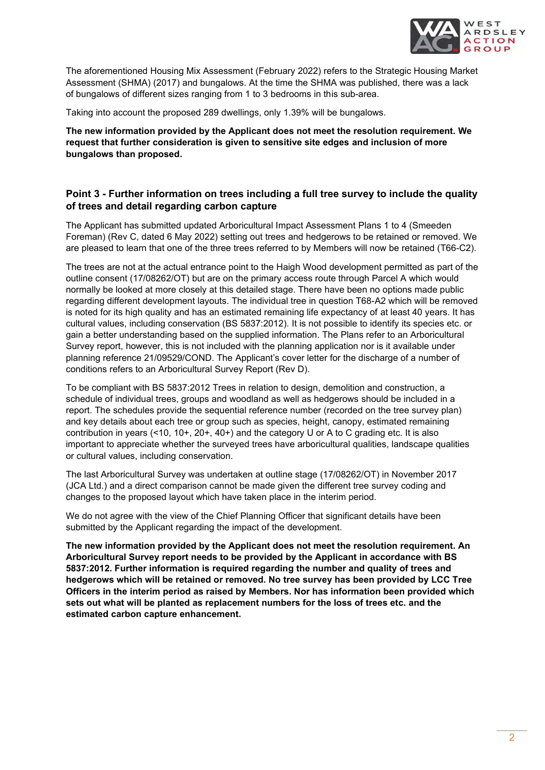The aforementioned Housing Mix Assessment (February 2022) refers to the Strategic Housing Market Assessment (SHMA) (2017) and bungalows. At the time the SHMA was published, there was a lack of bungalows of different sizes ranging from 1 to 3 bedrooms in this sub-area.

Taking into account the proposed 289 dwellings, only 1.39% will be bungalows.

**The new information provided by the Applicant does not meet the resolution requirement. We request that further consideration is given to sensitive site edges and inclusion of more bungalows than proposed.**

## Point 3 - Further information on trees including a full tree survey to include the quality of trees and detail regarding carbon capture

The Applicant has submitted updated Arboricultural Impact Assessment Plans 1 to 4 (Smeeden Foreman) (Rev C, dated 6 May 2022) setting out trees and hedgerows to be retained or removed. We are pleased to learn that one of the three trees referred to by Members will now be retained (T66-C2).

The trees are not at the actual entrance point to the Haigh Wood development permitted as part of the outline consent (17/08262/OT) but are on the primary access route through Parcel A which would normally be looked at more closely at this detailed stage. There have been no options made public regarding different development layouts. The individual tree in question T68-A2 which will be removed is noted for its high quality and has an estimated remaining life expectancy of at least 40 years. It has cultural values, including conservation (BS 5837:2012). It is not possible to identify its species etc. or gain a better understanding based on the supplied information. The Plans refer to an Arboricultural Survey report, however, this is not included with the planning application nor is it available under planning reference 21/09529/COND. The Applicant's cover letter for the discharge of a number of conditions refers to an Arboricultural Survey Report (Rev D).

To be compliant with BS 5837:2012 Trees in relation to design, demolition and construction, a schedule of individual trees, groups and woodland as well as hedgerows should be included in a report. The schedules provide the sequential reference number (recorded on the tree survey plan) and key details about each tree or group such as species, height, canopy, estimated remaining contribution in years (<10, 10+, 20+, 40+) and the category U or A to C grading etc. It is also important to appreciate whether the surveyed trees have arboricultural qualities, landscape qualities or cultural values, including conservation.

The last Arboricultural Survey was undertaken at outline stage (17/08262/OT) in November 2017 (JCA Ltd.) and a direct comparison cannot be made given the different tree survey coding and changes to the proposed layout which have taken place in the interim period.

We do not agree with the view of the Chief Planning Officer that significant details have been submitted by the Applicant regarding the impact of the development.

**The new information provided by the Applicant does not meet the resolution requirement. An Arboricultural Survey report needs to be provided by the Applicant in accordance with BS 5837:2012. Further information is required regarding the number and quality of trees and hedgerows which will be retained or removed. No tree survey has been provided by LCC Tree Officers in the interim period as raised by Members. Nor has information been provided which sets out what will be planted as replacement numbers for the loss of trees etc. and the estimated carbon capture enhancement.**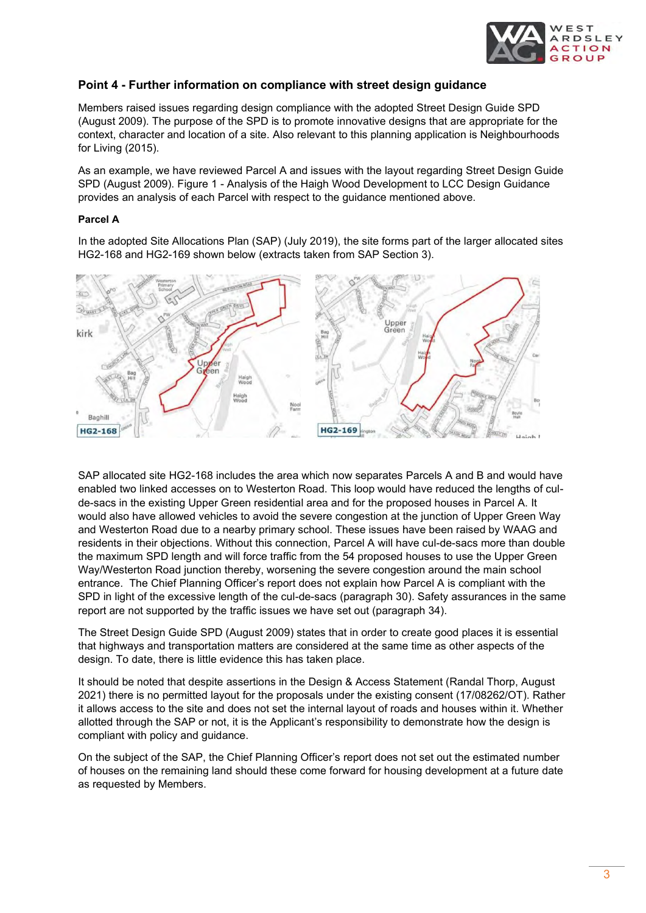## Point 4 - Further information on compliance with street design guidance

Members raised issues regarding design compliance with the adopted Street Design Guide SPD (August 2009). The purpose of the SPD is to promote innovative designs that are appropriate for the context, character and location of a site. Also relevant to this planning application is Neighbourhoods for Living (2015).

As an example, we have reviewed Parcel A and issues with the layout regarding Street Design Guide SPD (August 2009). Figure 1 - Analysis of the Haigh Wood Development to LCC Design Guidance provides an analysis of each Parcel with respect to the guidance mentioned above.

**Parcel A**

In the adopted Site Allocations Plan (SAP) (July 2019), the site forms part of the larger allocated sites HG2-168 and HG2-169 shown below (extracts taken from SAP Section 3).

SAP allocated site HG2-168 includes the area which now separates Parcels A and B and would have enabled two linked accesses on to Westerton Road. This loop would have reduced the lengths of cul-de-sacs in the existing Upper Green residential area and for the proposed houses in Parcel A. It would also have allowed vehicles to avoid the severe congestion at the junction of Upper Green Way and Westerton Road due to a nearby primary school. These issues have been raised by WAAG and residents in their objections. Without this connection, Parcel A will have cul-de-sacs more than double the maximum SPD length and will force traffic from the 54 proposed houses to use the Upper Green Way/Westerton Road junction thereby, worsening the severe congestion around the main school entrance. The Chief Planning Officer's report does not explain how Parcel A is compliant with the SPD in light of the excessive length of the cul-de-sacs (paragraph 30). Safety assurances in the same report are not supported by the traffic issues we have set out (paragraph 34).

The Street Design Guide SPD (August 2009) states that in order to create good places it is essential that highways and transportation matters are considered at the same time as other aspects of the design. To date, there is little evidence this has taken place.

It should be noted that despite assertions in the Design & Access Statement (Randal Thorp, August 2021) there is no permitted layout for the proposals under the existing consent (17/08262/OT). Rather it allows access to the site and does not set the internal layout of roads and houses within it. Whether allotted through the SAP or not, it is the Applicant's responsibility to demonstrate how the design is compliant with policy and guidance.

On the subject of the SAP, the Chief Planning Officer's report does not set out the estimated number of houses on the remaining land should these come forward for housing development at a future date as requested by Members.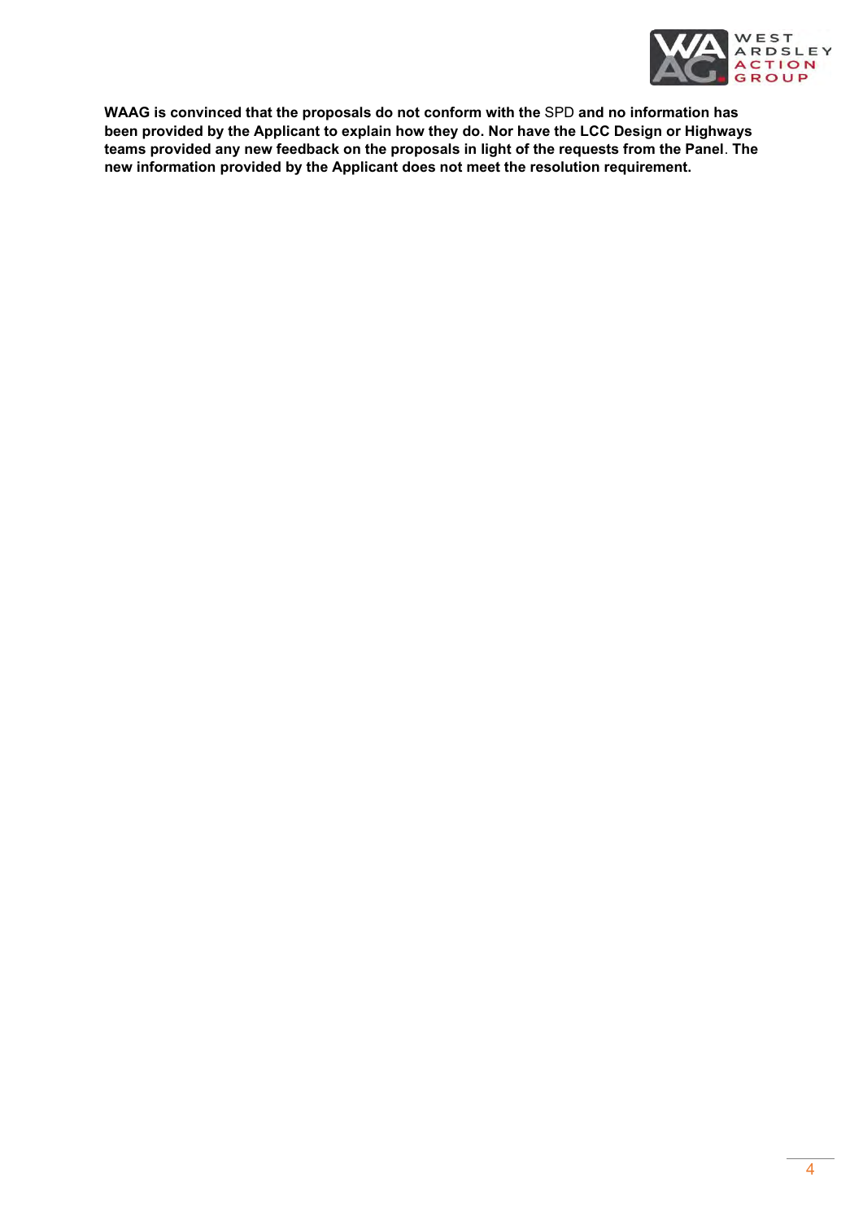**WAAG is convinced that the proposals do not conform with the** SPD **and no information has been provided by the Applicant to explain how they do. Nor have the LCC Design or Highways teams provided any new feedback on the proposals in light of the requests from the Panel**. **The new information provided by the Applicant does not meet the resolution requirement.**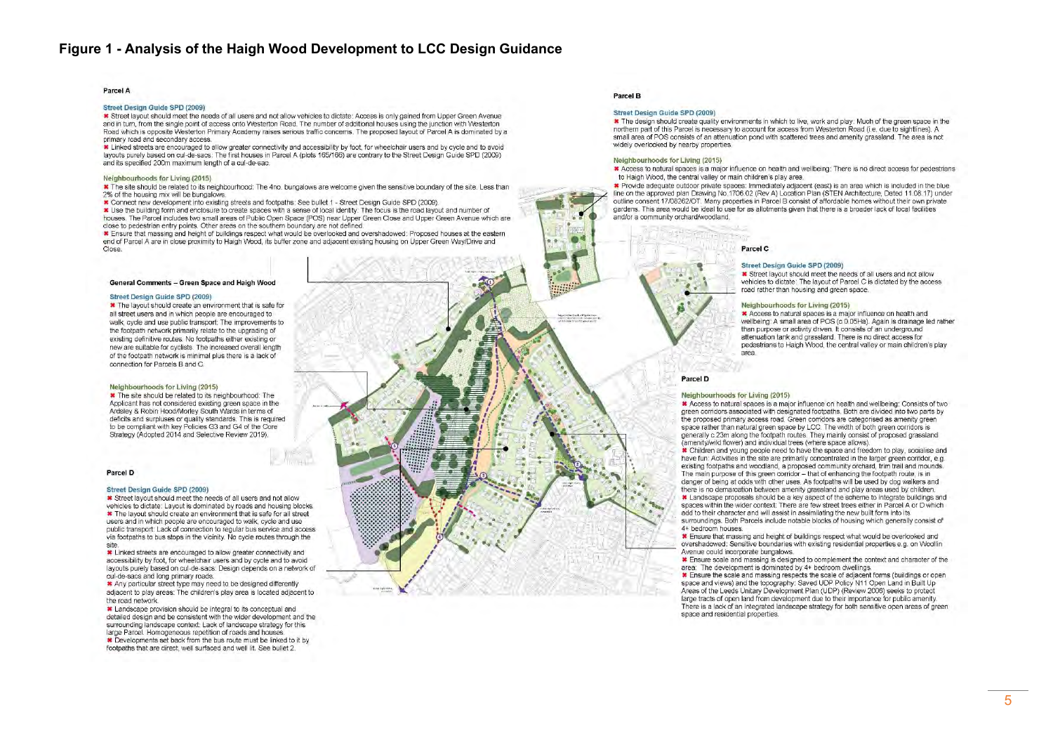# Figure 1 - Analysis of the Haigh Wood Development to LCC Design Guidance

### Parcel A

**Street Design Guide SPD (2009)**

✖ Street layout should meet the needs of all users and not allow vehicles to dictate: Access is only gained from Upper Green Avenue and in turn, from the single point of access onto Westerton Road. The number of additional houses using the junction with Westerton Road which is opposite Westerton Primary Academy raises serious traffic concerns. The proposed layout of Parcel A is dominated by a primary road and secondary access.

✖ Linked streets are encouraged to allow greater connectivity and accessibility by foot, for wheelchair users and by cycle and to avoid layouts purely based on cul-de-sacs: The first houses in Parcel A (plots 165/166) are contrary to the Street Design Guide SPD (2009) and its specified 200m maximum length of a cul-de-sac.

**Neighbourhoods for Living (2015)**

✖ The site should be related to its neighbourhood: The 4no. bungalows are welcome given the sensitive boundary of the site. Less than 2% of the housing mix will be bungalows.

✖ Connect new development into existing streets and footpaths: See bullet 1 - Street Design Guide SPD (2009).

✖ Use the building form and enclosure to create spaces with a sense of local identity: The focus is the road layout and number of houses. The Parcel includes two small areas of Public Open Space (POS) near Upper Green Close and Upper Green Avenue which are close to pedestrian entry points. Other areas on the southern boundary are not defined.

✖ Ensure that massing and height of buildings respect what would be overlooked and overshadowed: Proposed houses at the eastern end of Parcel A are in close proximity to Haigh Wood, its buffer zone and adjacent existing housing on Upper Green Way/Drive and Close.

### General Comments – Green Space and Haigh Wood

**Street Design Guide SPD (2009)**

✖ The layout should create an environment that is safe for all street users and in which people are encouraged to walk, cycle and use public transport: The improvements to the footpath network primarily relate to the upgrading of existing definitive routes. No footpaths either existing or new are suitable for cyclists. The increased overall length of the footpath network is minimal plus there is a lack of connection for Parcels B and C.

**Neighbourhoods for Living (2015)**

✖ The site should be related to its neighbourhood: The Applicant has not considered existing green space in the Ardsley & Robin Hood/Morley South Wards in terms of deficits and surpluses or quality standards. This is required to be compliant with key Policies G3 and G4 of the Core Strategy (Adopted 2014 and Selective Review 2019).

### Parcel D

**Street Design Guide SPD (2009)**

✖ Street layout should meet the needs of all users and not allow vehicles to dictate: Layout is dominated by roads and housing blocks.

✖ The layout should create an environment that is safe for all street users and in which people are encouraged to walk, cycle and use public transport: Lack of connection to regular bus service and access via footpaths to bus stops in the vicinity. No cycle routes through the site.

✖ Linked streets are encouraged to allow greater connectivity and accessibility by foot, for wheelchair users and by cycle and to avoid layouts purely based on cul-de-sacs: Design depends on a network of cul-de-sacs and long primary roads.

✖ Any particular street type may need to be designed differently adjacent to play areas: The children's play area is located adjacent to the road network.

✖ Landscape provision should be integral to its conceptual and detailed design and be consistent with the wider development and the surrounding landscape context: Lack of landscape strategy for this large Parcel. Homogeneous repetition of roads and houses.

✖ Developments set back from the bus route must be linked to it by footpaths that are direct, well surfaced and well lit. See bullet 2.

### Parcel B

**Street Design Guide SPD (2009)**

✖ The design should create quality environments in which to live, work and play: Much of the green space in the northern part of this Parcel is necessary to account for access from Westerton Road (i.e. due to sightlines). A small area of POS consists of an attenuation pond with scattered trees and amenity grassland. The area is not widely overlooked by nearby properties.

**Neighbourhoods for Living (2015)**

✖ Access to natural spaces is a major influence on health and wellbeing: There is no direct access for pedestrians to Haigh Wood, the central valley or main children's play area.

✖ Provide adequate outdoor private spaces: Immediately adjacent (east) is an area which is included in the blue line on the approved plan Drawing No.1706.02 (Rev A) Location Plan (STEN Architecture, Dated 11.08.17) under outline consent 17/08262/OT. Many properties in Parcel B consist of affordable homes without their own private gardens. This area would be ideal to use for as allotments given that there is a broader lack of local facilities and/or a community orchard/woodland.

### Parcel C

**Street Design Guide SPD (2009)**

✖ Street layout should meet the needs of all users and not allow vehicles to dictate: The layout of Parcel C is dictated by the access road rather than housing and green space.

**Neighbourhoods for Living (2015)**

✖ Access to natural spaces is a major influence on health and wellbeing: A small area of POS (c.0.05Ha). Again is drainage led rather than purpose or activity driven. It consists of an underground attenuation tank and grassland. There is no direct access for pedestrians to Haigh Wood, the central valley or main children's play area.

### Parcel D

**Neighbourhoods for Living (2015)**

✖ Access to natural spaces is a major influence on health and wellbeing: Consists of two green corridors associated with designated footpaths. Both are divided into two parts by the proposed primary access road. Green corridors are categorised as amenity green space rather than natural green space by LCC. The width of both green corridors is generally c.23m along the footpath routes. They mainly consist of proposed grassland (amenity/wild flower) and individual trees (where space allows).

✖ Children and young people need to have the space and freedom to play, socialise and have fun: Activities in the site are primarily concentrated in the larger green corridor, e.g. existing footpaths and woodland, a proposed community orchard, trim trail and mounds. The main purpose of this green corridor – that of enhancing the footpath route, is in danger of being at odds with other uses. As footpaths will be used by dog walkers and there is no demarcation between amenity grassland and play areas used by children.

✖ Landscape proposals should be a key aspect of the scheme to integrate buildings and spaces within the wider context: There are few street trees either in Parcel A or D which add to their character and will assist in assimilating the new built form into its surroundings. Both Parcels include notable blocks of housing which generally consist of 4+ bedroom houses.

✖ Ensure that massing and height of buildings respect what would be overlooked and overshadowed: Sensitive boundaries with existing residential properties e.g. on Woollin Avenue could incorporate bungalows.

✖ Ensure scale and massing is designed to complement the context and character of the area: The development is dominated by 4+ bedroom dwellings.

✖ Ensure the scale and massing respects the scale of adjacent forms (buildings or open space and views) and the topography: Saved UDP Policy N11 Open Land in Built Up Areas of the Leeds Unitary Development Plan (UDP) (Review 2006) seeks to protect large tracts of open land from development due to their importance for public amenity. There is a lack of an integrated landscape strategy for both sensitive open areas of green space and residential properties.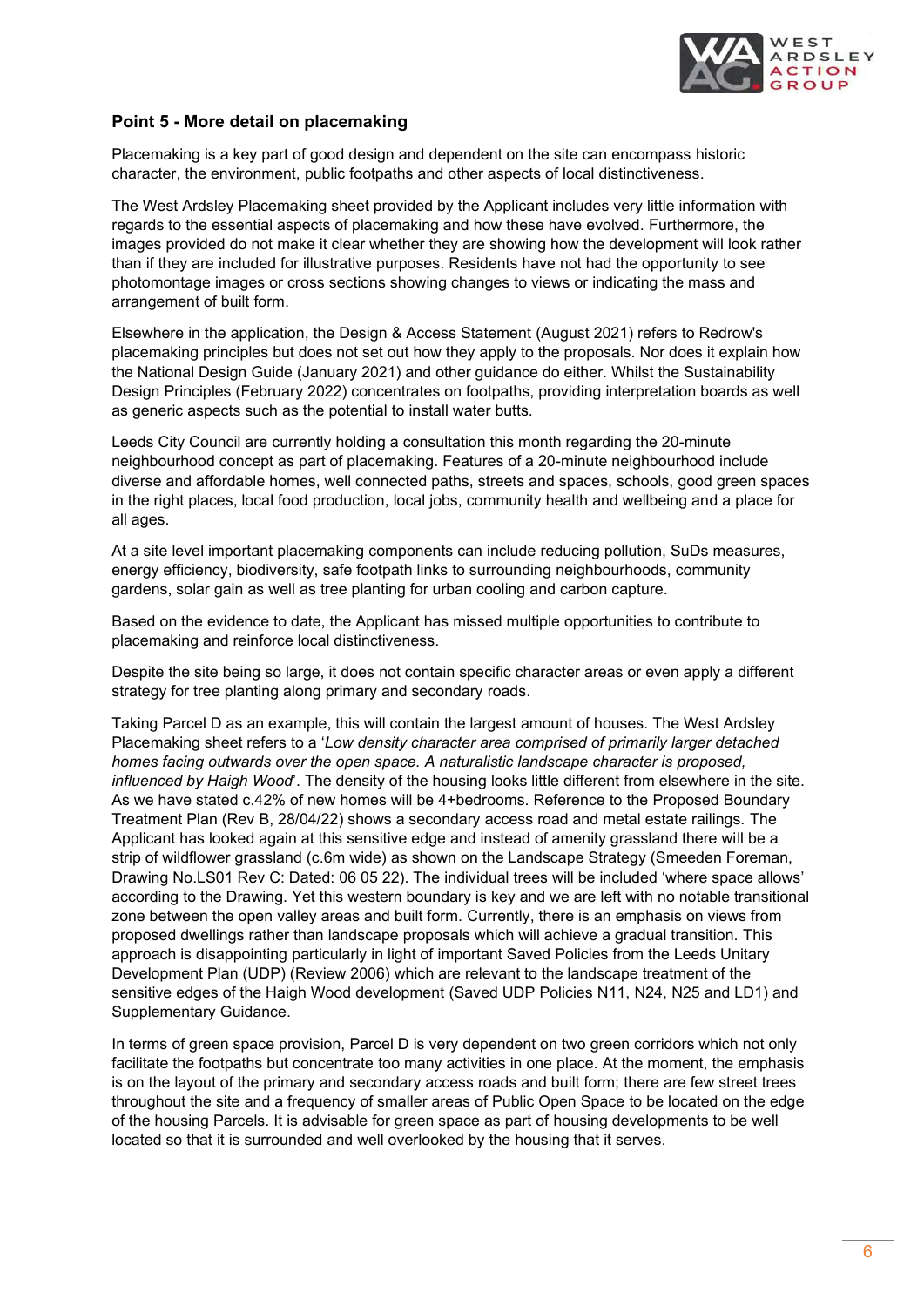## Point 5 - More detail on placemaking

Placemaking is a key part of good design and dependent on the site can encompass historic character, the environment, public footpaths and other aspects of local distinctiveness.

The West Ardsley Placemaking sheet provided by the Applicant includes very little information with regards to the essential aspects of placemaking and how these have evolved. Furthermore, the images provided do not make it clear whether they are showing how the development will look rather than if they are included for illustrative purposes. Residents have not had the opportunity to see photomontage images or cross sections showing changes to views or indicating the mass and arrangement of built form.

Elsewhere in the application, the Design & Access Statement (August 2021) refers to Redrow's placemaking principles but does not set out how they apply to the proposals. Nor does it explain how the National Design Guide (January 2021) and other guidance do either. Whilst the Sustainability Design Principles (February 2022) concentrates on footpaths, providing interpretation boards as well as generic aspects such as the potential to install water butts.

Leeds City Council are currently holding a consultation this month regarding the 20-minute neighbourhood concept as part of placemaking. Features of a 20-minute neighbourhood include diverse and affordable homes, well connected paths, streets and spaces, schools, good green spaces in the right places, local food production, local jobs, community health and wellbeing and a place for all ages.

At a site level important placemaking components can include reducing pollution, SuDs measures, energy efficiency, biodiversity, safe footpath links to surrounding neighbourhoods, community gardens, solar gain as well as tree planting for urban cooling and carbon capture.

Based on the evidence to date, the Applicant has missed multiple opportunities to contribute to placemaking and reinforce local distinctiveness.

Despite the site being so large, it does not contain specific character areas or even apply a different strategy for tree planting along primary and secondary roads.

Taking Parcel D as an example, this will contain the largest amount of houses. The West Ardsley Placemaking sheet refers to a '*Low density character area comprised of primarily larger detached homes facing outwards over the open space. A naturalistic landscape character is proposed, influenced by Haigh Wood*'. The density of the housing looks little different from elsewhere in the site. As we have stated c.42% of new homes will be 4+bedrooms. Reference to the Proposed Boundary Treatment Plan (Rev B, 28/04/22) shows a secondary access road and metal estate railings. The Applicant has looked again at this sensitive edge and instead of amenity grassland there will be a strip of wildflower grassland (c.6m wide) as shown on the Landscape Strategy (Smeeden Foreman, Drawing No.LS01 Rev C: Dated: 06 05 22). The individual trees will be included 'where space allows' according to the Drawing. Yet this western boundary is key and we are left with no notable transitional zone between the open valley areas and built form. Currently, there is an emphasis on views from proposed dwellings rather than landscape proposals which will achieve a gradual transition. This approach is disappointing particularly in light of important Saved Policies from the Leeds Unitary Development Plan (UDP) (Review 2006) which are relevant to the landscape treatment of the sensitive edges of the Haigh Wood development (Saved UDP Policies N11, N24, N25 and LD1) and Supplementary Guidance.

In terms of green space provision, Parcel D is very dependent on two green corridors which not only facilitate the footpaths but concentrate too many activities in one place. At the moment, the emphasis is on the layout of the primary and secondary access roads and built form; there are few street trees throughout the site and a frequency of smaller areas of Public Open Space to be located on the edge of the housing Parcels. It is advisable for green space as part of housing developments to be well located so that it is surrounded and well overlooked by the housing that it serves.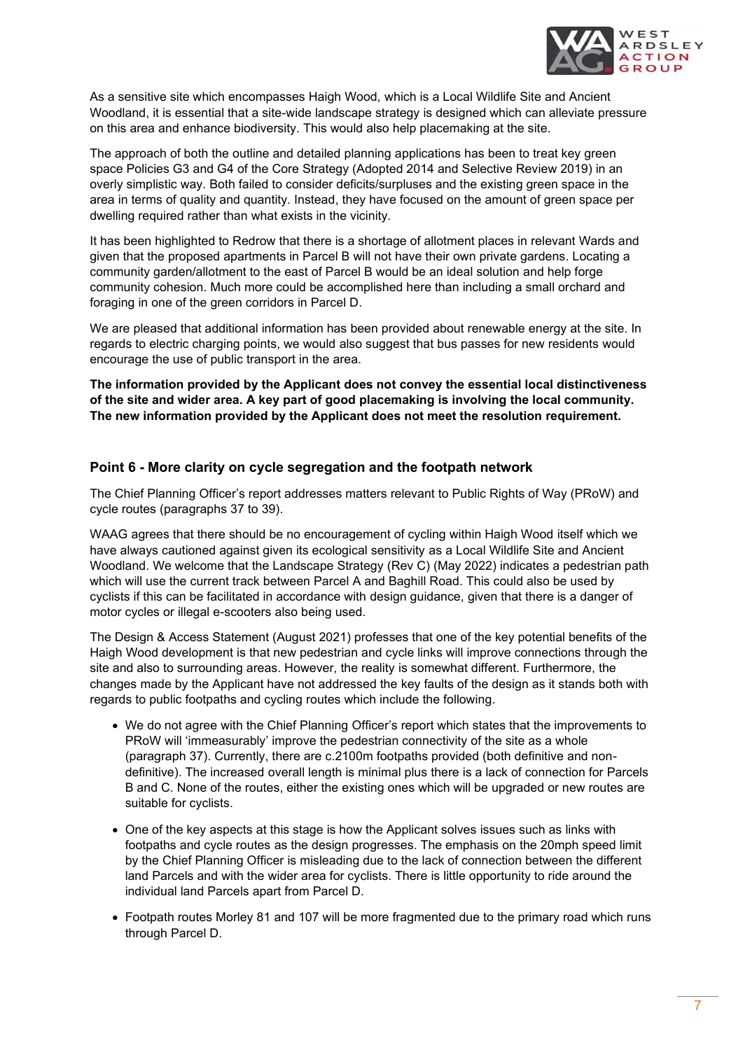As a sensitive site which encompasses Haigh Wood, which is a Local Wildlife Site and Ancient Woodland, it is essential that a site-wide landscape strategy is designed which can alleviate pressure on this area and enhance biodiversity. This would also help placemaking at the site.

The approach of both the outline and detailed planning applications has been to treat key green space Policies G3 and G4 of the Core Strategy (Adopted 2014 and Selective Review 2019) in an overly simplistic way. Both failed to consider deficits/surpluses and the existing green space in the area in terms of quality and quantity. Instead, they have focused on the amount of green space per dwelling required rather than what exists in the vicinity.

It has been highlighted to Redrow that there is a shortage of allotment places in relevant Wards and given that the proposed apartments in Parcel B will not have their own private gardens. Locating a community garden/allotment to the east of Parcel B would be an ideal solution and help forge community cohesion. Much more could be accomplished here than including a small orchard and foraging in one of the green corridors in Parcel D.

We are pleased that additional information has been provided about renewable energy at the site. In regards to electric charging points, we would also suggest that bus passes for new residents would encourage the use of public transport in the area.

**The information provided by the Applicant does not convey the essential local distinctiveness of the site and wider area. A key part of good placemaking is involving the local community. The new information provided by the Applicant does not meet the resolution requirement.**

### Point 6 - More clarity on cycle segregation and the footpath network

The Chief Planning Officer's report addresses matters relevant to Public Rights of Way (PRoW) and cycle routes (paragraphs 37 to 39).

WAAG agrees that there should be no encouragement of cycling within Haigh Wood itself which we have always cautioned against given its ecological sensitivity as a Local Wildlife Site and Ancient Woodland. We welcome that the Landscape Strategy (Rev C) (May 2022) indicates a pedestrian path which will use the current track between Parcel A and Baghill Road. This could also be used by cyclists if this can be facilitated in accordance with design guidance, given that there is a danger of motor cycles or illegal e-scooters also being used.

The Design & Access Statement (August 2021) professes that one of the key potential benefits of the Haigh Wood development is that new pedestrian and cycle links will improve connections through the site and also to surrounding areas. However, the reality is somewhat different. Furthermore, the changes made by the Applicant have not addressed the key faults of the design as it stands both with regards to public footpaths and cycling routes which include the following.

- We do not agree with the Chief Planning Officer's report which states that the improvements to PRoW will 'immeasurably' improve the pedestrian connectivity of the site as a whole (paragraph 37). Currently, there are c.2100m footpaths provided (both definitive and non-definitive). The increased overall length is minimal plus there is a lack of connection for Parcels B and C. None of the routes, either the existing ones which will be upgraded or new routes are suitable for cyclists.
- One of the key aspects at this stage is how the Applicant solves issues such as links with footpaths and cycle routes as the design progresses. The emphasis on the 20mph speed limit by the Chief Planning Officer is misleading due to the lack of connection between the different land Parcels and with the wider area for cyclists. There is little opportunity to ride around the individual land Parcels apart from Parcel D.
- Footpath routes Morley 81 and 107 will be more fragmented due to the primary road which runs through Parcel D.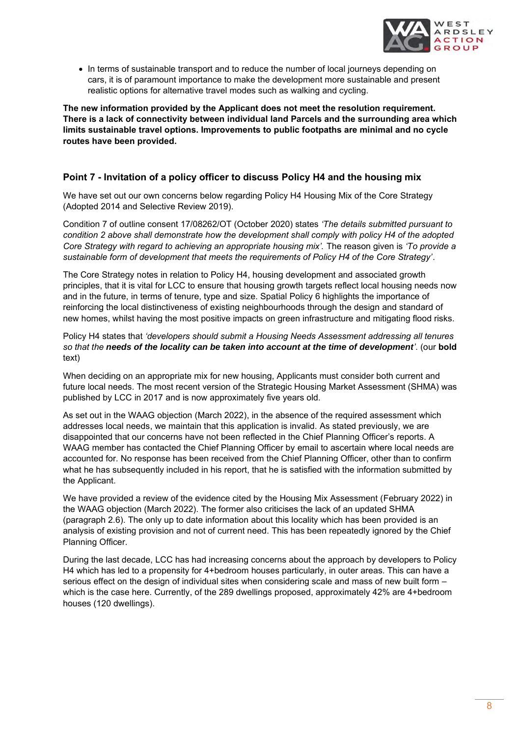- In terms of sustainable transport and to reduce the number of local journeys depending on cars, it is of paramount importance to make the development more sustainable and present realistic options for alternative travel modes such as walking and cycling.

**The new information provided by the Applicant does not meet the resolution requirement. There is a lack of connectivity between individual land Parcels and the surrounding area which limits sustainable travel options. Improvements to public footpaths are minimal and no cycle routes have been provided.**

## Point 7 - Invitation of a policy officer to discuss Policy H4 and the housing mix

We have set out our own concerns below regarding Policy H4 Housing Mix of the Core Strategy (Adopted 2014 and Selective Review 2019).

Condition 7 of outline consent 17/08262/OT (October 2020) states *'The details submitted pursuant to condition 2 above shall demonstrate how the development shall comply with policy H4 of the adopted Core Strategy with regard to achieving an appropriate housing mix'.* The reason given is *'To provide a sustainable form of development that meets the requirements of Policy H4 of the Core Strategy'*.

The Core Strategy notes in relation to Policy H4, housing development and associated growth principles, that it is vital for LCC to ensure that housing growth targets reflect local housing needs now and in the future, in terms of tenure, type and size. Spatial Policy 6 highlights the importance of reinforcing the local distinctiveness of existing neighbourhoods through the design and standard of new homes, whilst having the most positive impacts on green infrastructure and mitigating flood risks.

Policy H4 states that *'developers should submit a Housing Needs Assessment addressing all tenures so that the* ***needs of the locality can be taken into account at the time of development****'*. (our **bold** text)

When deciding on an appropriate mix for new housing, Applicants must consider both current and future local needs. The most recent version of the Strategic Housing Market Assessment (SHMA) was published by LCC in 2017 and is now approximately five years old.

As set out in the WAAG objection (March 2022), in the absence of the required assessment which addresses local needs, we maintain that this application is invalid. As stated previously, we are disappointed that our concerns have not been reflected in the Chief Planning Officer's reports. A WAAG member has contacted the Chief Planning Officer by email to ascertain where local needs are accounted for. No response has been received from the Chief Planning Officer, other than to confirm what he has subsequently included in his report, that he is satisfied with the information submitted by the Applicant.

We have provided a review of the evidence cited by the Housing Mix Assessment (February 2022) in the WAAG objection (March 2022). The former also criticises the lack of an updated SHMA (paragraph 2.6). The only up to date information about this locality which has been provided is an analysis of existing provision and not of current need. This has been repeatedly ignored by the Chief Planning Officer.

During the last decade, LCC has had increasing concerns about the approach by developers to Policy H4 which has led to a propensity for 4+bedroom houses particularly, in outer areas. This can have a serious effect on the design of individual sites when considering scale and mass of new built form – which is the case here. Currently, of the 289 dwellings proposed, approximately 42% are 4+bedroom houses (120 dwellings).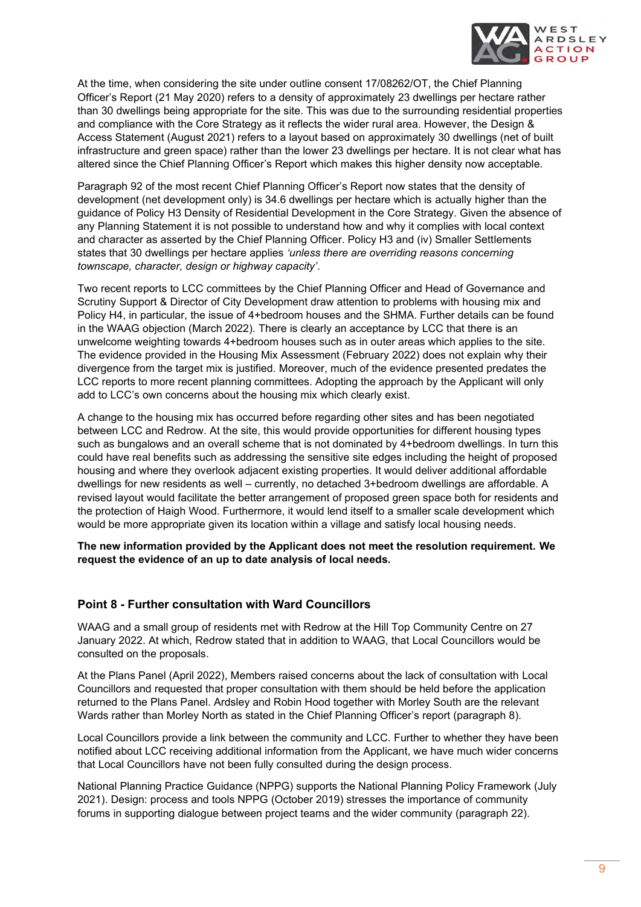At the time, when considering the site under outline consent 17/08262/OT, the Chief Planning Officer's Report (21 May 2020) refers to a density of approximately 23 dwellings per hectare rather than 30 dwellings being appropriate for the site. This was due to the surrounding residential properties and compliance with the Core Strategy as it reflects the wider rural area. However, the Design & Access Statement (August 2021) refers to a layout based on approximately 30 dwellings (net of built infrastructure and green space) rather than the lower 23 dwellings per hectare. It is not clear what has altered since the Chief Planning Officer's Report which makes this higher density now acceptable.

Paragraph 92 of the most recent Chief Planning Officer's Report now states that the density of development (net development only) is 34.6 dwellings per hectare which is actually higher than the guidance of Policy H3 Density of Residential Development in the Core Strategy. Given the absence of any Planning Statement it is not possible to understand how and why it complies with local context and character as asserted by the Chief Planning Officer. Policy H3 and (iv) Smaller Settlements states that 30 dwellings per hectare applies *'unless there are overriding reasons concerning townscape, character, design or highway capacity'*.

Two recent reports to LCC committees by the Chief Planning Officer and Head of Governance and Scrutiny Support & Director of City Development draw attention to problems with housing mix and Policy H4, in particular, the issue of 4+bedroom houses and the SHMA. Further details can be found in the WAAG objection (March 2022). There is clearly an acceptance by LCC that there is an unwelcome weighting towards 4+bedroom houses such as in outer areas which applies to the site. The evidence provided in the Housing Mix Assessment (February 2022) does not explain why their divergence from the target mix is justified. Moreover, much of the evidence presented predates the LCC reports to more recent planning committees. Adopting the approach by the Applicant will only add to LCC's own concerns about the housing mix which clearly exist.

A change to the housing mix has occurred before regarding other sites and has been negotiated between LCC and Redrow. At the site, this would provide opportunities for different housing types such as bungalows and an overall scheme that is not dominated by 4+bedroom dwellings. In turn this could have real benefits such as addressing the sensitive site edges including the height of proposed housing and where they overlook adjacent existing properties. It would deliver additional affordable dwellings for new residents as well – currently, no detached 3+bedroom dwellings are affordable. A revised layout would facilitate the better arrangement of proposed green space both for residents and the protection of Haigh Wood. Furthermore, it would lend itself to a smaller scale development which would be more appropriate given its location within a village and satisfy local housing needs.

**The new information provided by the Applicant does not meet the resolution requirement. We request the evidence of an up to date analysis of local needs.**

## Point 8 - Further consultation with Ward Councillors

WAAG and a small group of residents met with Redrow at the Hill Top Community Centre on 27 January 2022. At which, Redrow stated that in addition to WAAG, that Local Councillors would be consulted on the proposals.

At the Plans Panel (April 2022), Members raised concerns about the lack of consultation with Local Councillors and requested that proper consultation with them should be held before the application returned to the Plans Panel. Ardsley and Robin Hood together with Morley South are the relevant Wards rather than Morley North as stated in the Chief Planning Officer's report (paragraph 8).

Local Councillors provide a link between the community and LCC. Further to whether they have been notified about LCC receiving additional information from the Applicant, we have much wider concerns that Local Councillors have not been fully consulted during the design process.

National Planning Practice Guidance (NPPG) supports the National Planning Policy Framework (July 2021). Design: process and tools NPPG (October 2019) stresses the importance of community forums in supporting dialogue between project teams and the wider community (paragraph 22).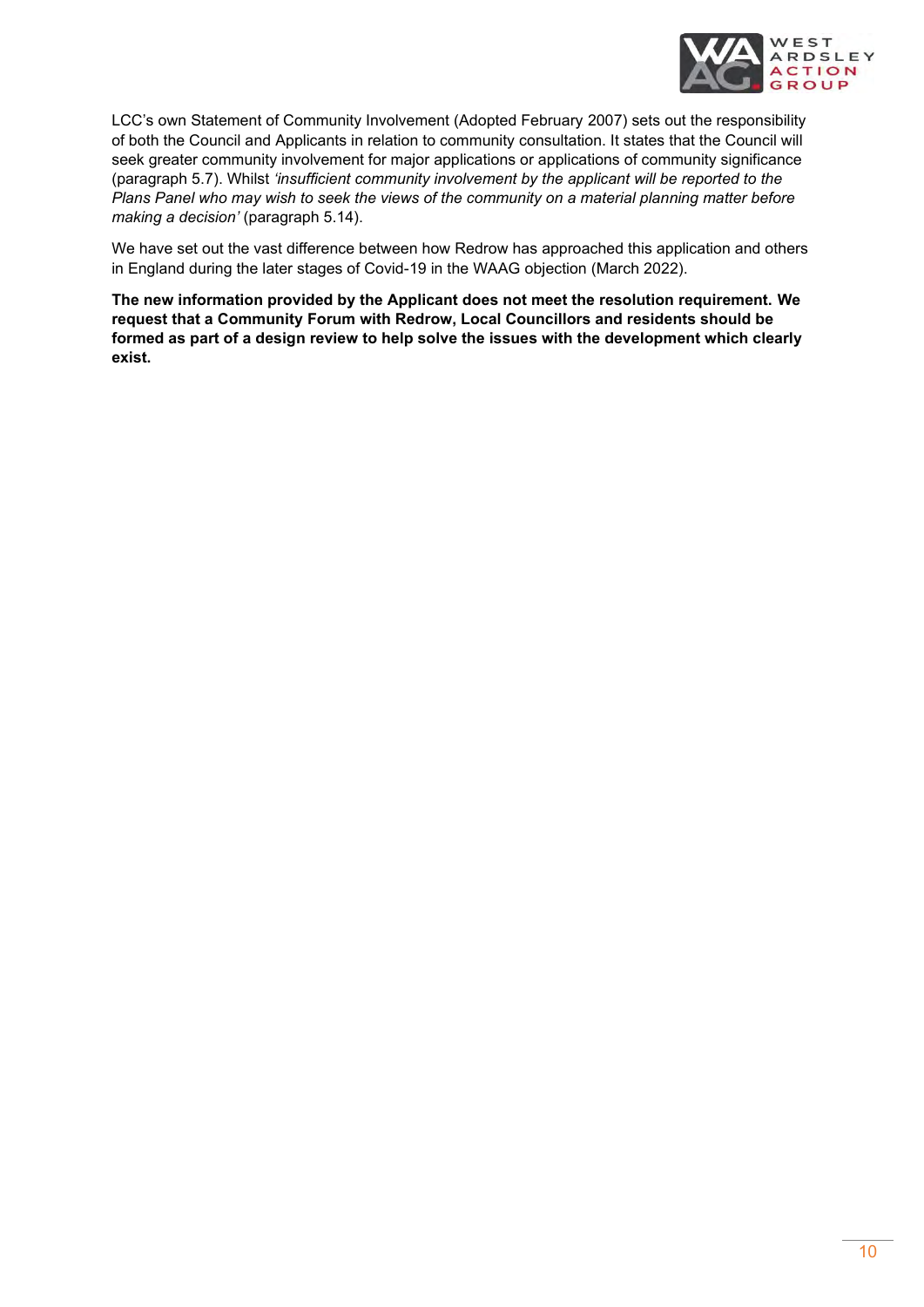LCC's own Statement of Community Involvement (Adopted February 2007) sets out the responsibility of both the Council and Applicants in relation to community consultation. It states that the Council will seek greater community involvement for major applications or applications of community significance (paragraph 5.7). Whilst *'insufficient community involvement by the applicant will be reported to the Plans Panel who may wish to seek the views of the community on a material planning matter before making a decision'* (paragraph 5.14).

We have set out the vast difference between how Redrow has approached this application and others in England during the later stages of Covid-19 in the WAAG objection (March 2022).

**The new information provided by the Applicant does not meet the resolution requirement. We request that a Community Forum with Redrow, Local Councillors and residents should be formed as part of a design review to help solve the issues with the development which clearly exist.**